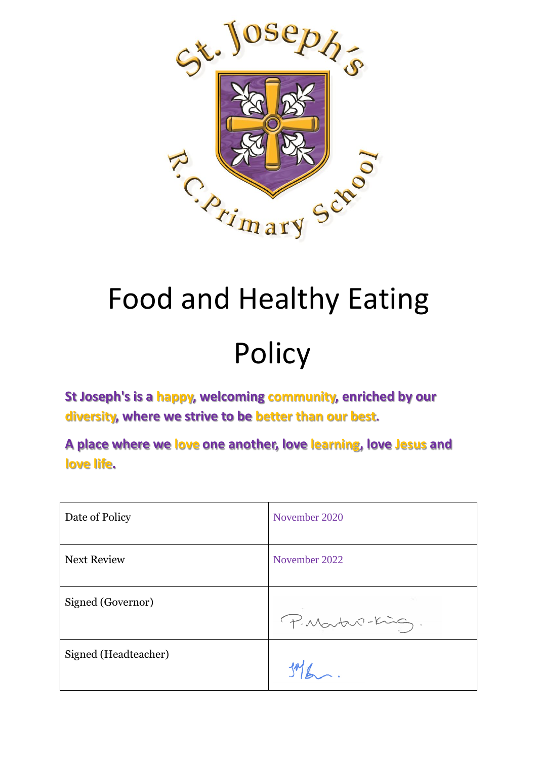# Food and Healthy Eating Policy

**St Joseph's is a happy, welcoming community, enriched by our diversity, where we strive to be better than our best.**

**A place where we love one another, love learning, love Jesus and love life.**

| Date of Policy | November 2020 |
|---|---|
| Next Review | November 2022 |
| Signed (Governor) | P. Martin-King. |
| Signed (Headteacher) | |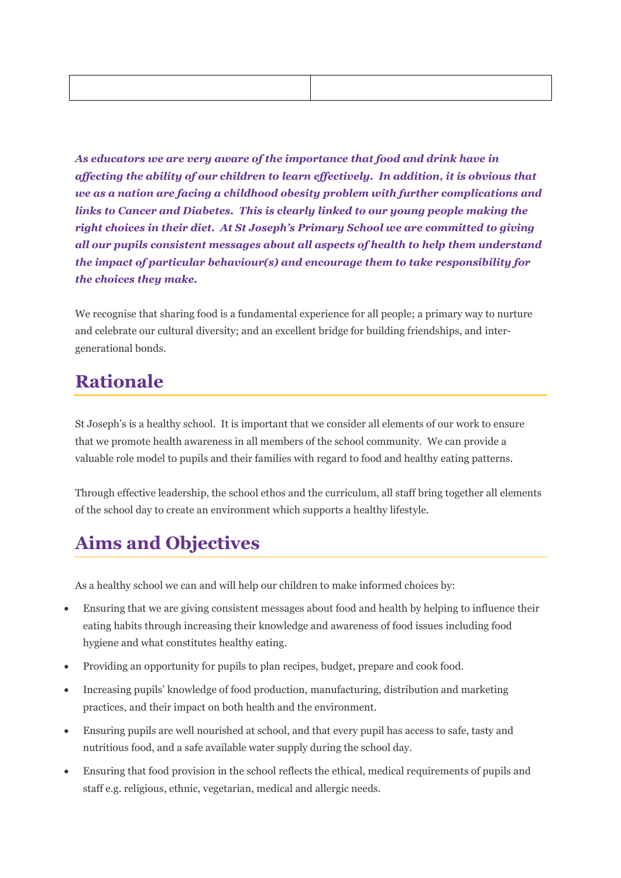| | |
|---|---|

***As educators we are very aware of the importance that food and drink have in affecting the ability of our children to learn effectively. In addition, it is obvious that we as a nation are facing a childhood obesity problem with further complications and links to Cancer and Diabetes. This is clearly linked to our young people making the right choices in their diet. At St Joseph's Primary School we are committed to giving all our pupils consistent messages about all aspects of health to help them understand the impact of particular behaviour(s) and encourage them to take responsibility for the choices they make.***

We recognise that sharing food is a fundamental experience for all people; a primary way to nurture and celebrate our cultural diversity; and an excellent bridge for building friendships, and inter-generational bonds.

## Rationale

St Joseph's is a healthy school. It is important that we consider all elements of our work to ensure that we promote health awareness in all members of the school community. We can provide a valuable role model to pupils and their families with regard to food and healthy eating patterns.

Through effective leadership, the school ethos and the curriculum, all staff bring together all elements of the school day to create an environment which supports a healthy lifestyle.

## Aims and Objectives

As a healthy school we can and will help our children to make informed choices by:

- Ensuring that we are giving consistent messages about food and health by helping to influence their eating habits through increasing their knowledge and awareness of food issues including food hygiene and what constitutes healthy eating.
- Providing an opportunity for pupils to plan recipes, budget, prepare and cook food.
- Increasing pupils' knowledge of food production, manufacturing, distribution and marketing practices, and their impact on both health and the environment.
- Ensuring pupils are well nourished at school, and that every pupil has access to safe, tasty and nutritious food, and a safe available water supply during the school day.
- Ensuring that food provision in the school reflects the ethical, medical requirements of pupils and staff e.g. religious, ethnic, vegetarian, medical and allergic needs.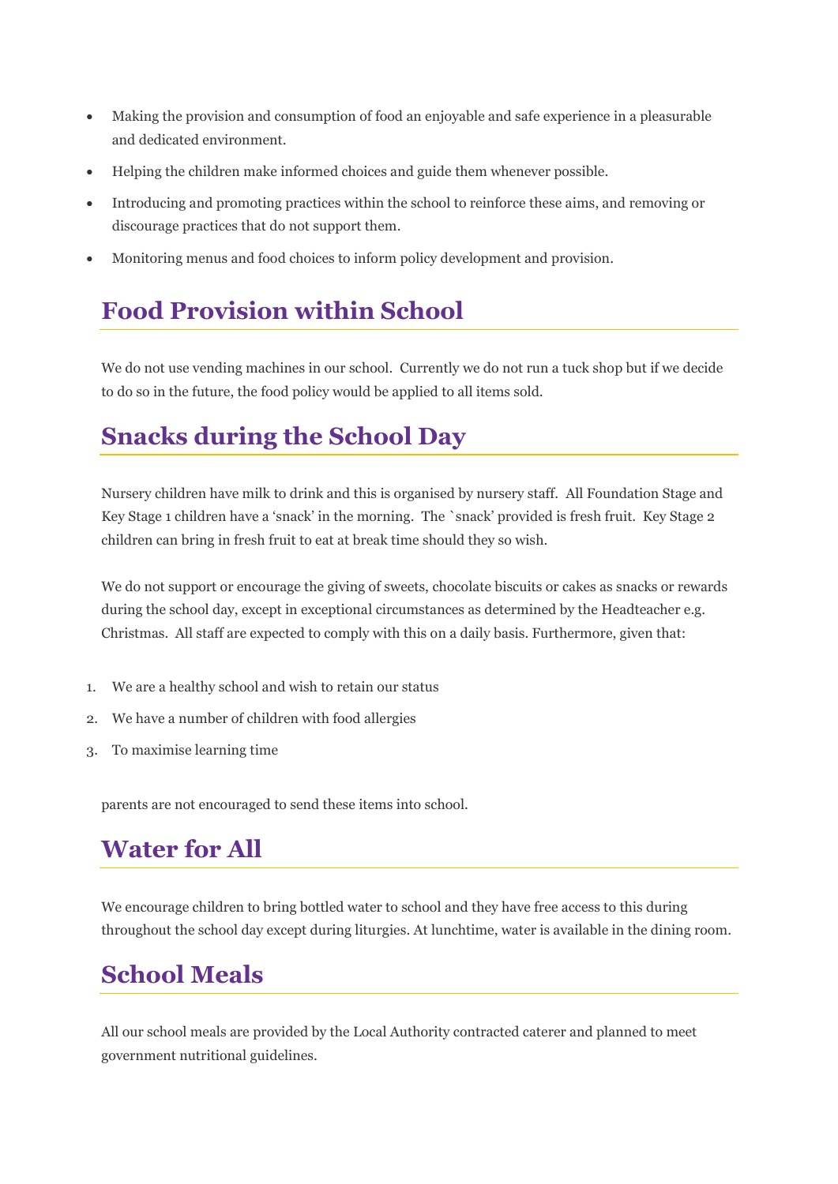- Making the provision and consumption of food an enjoyable and safe experience in a pleasurable and dedicated environment.
- Helping the children make informed choices and guide them whenever possible.
- Introducing and promoting practices within the school to reinforce these aims, and removing or discourage practices that do not support them.
- Monitoring menus and food choices to inform policy development and provision.

## Food Provision within School

We do not use vending machines in our school. Currently we do not run a tuck shop but if we decide to do so in the future, the food policy would be applied to all items sold.

## Snacks during the School Day

Nursery children have milk to drink and this is organised by nursery staff. All Foundation Stage and Key Stage 1 children have a 'snack' in the morning. The `snack' provided is fresh fruit. Key Stage 2 children can bring in fresh fruit to eat at break time should they so wish.

We do not support or encourage the giving of sweets, chocolate biscuits or cakes as snacks or rewards during the school day, except in exceptional circumstances as determined by the Headteacher e.g. Christmas. All staff are expected to comply with this on a daily basis. Furthermore, given that:

1. We are a healthy school and wish to retain our status
2. We have a number of children with food allergies
3. To maximise learning time

parents are not encouraged to send these items into school.

## Water for All

We encourage children to bring bottled water to school and they have free access to this during throughout the school day except during liturgies. At lunchtime, water is available in the dining room.

## School Meals

All our school meals are provided by the Local Authority contracted caterer and planned to meet government nutritional guidelines.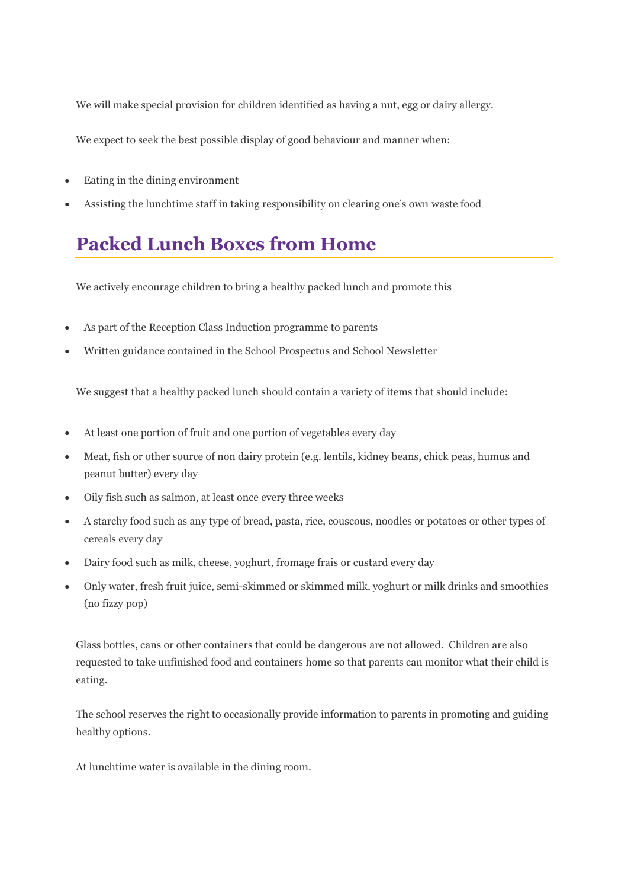We will make special provision for children identified as having a nut, egg or dairy allergy.

We expect to seek the best possible display of good behaviour and manner when:

- Eating in the dining environment
- Assisting the lunchtime staff in taking responsibility on clearing one's own waste food

## Packed Lunch Boxes from Home

We actively encourage children to bring a healthy packed lunch and promote this

- As part of the Reception Class Induction programme to parents
- Written guidance contained in the School Prospectus and School Newsletter

We suggest that a healthy packed lunch should contain a variety of items that should include:

- At least one portion of fruit and one portion of vegetables every day
- Meat, fish or other source of non dairy protein (e.g. lentils, kidney beans, chick peas, humus and peanut butter) every day
- Oily fish such as salmon, at least once every three weeks
- A starchy food such as any type of bread, pasta, rice, couscous, noodles or potatoes or other types of cereals every day
- Dairy food such as milk, cheese, yoghurt, fromage frais or custard every day
- Only water, fresh fruit juice, semi-skimmed or skimmed milk, yoghurt or milk drinks and smoothies (no fizzy pop)

Glass bottles, cans or other containers that could be dangerous are not allowed. Children are also requested to take unfinished food and containers home so that parents can monitor what their child is eating.

The school reserves the right to occasionally provide information to parents in promoting and guiding healthy options.

At lunchtime water is available in the dining room.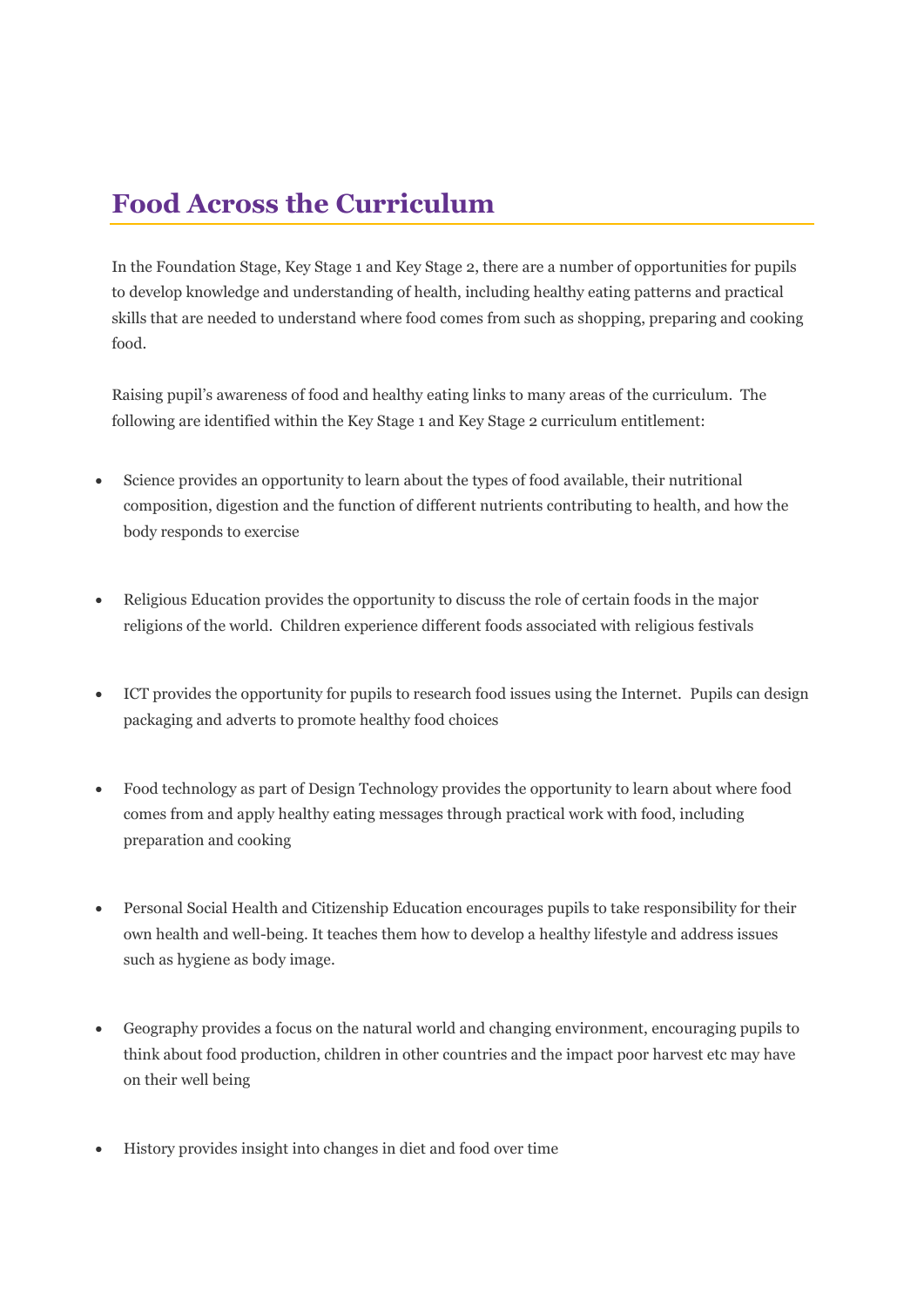# Food Across the Curriculum

In the Foundation Stage, Key Stage 1 and Key Stage 2, there are a number of opportunities for pupils to develop knowledge and understanding of health, including healthy eating patterns and practical skills that are needed to understand where food comes from such as shopping, preparing and cooking food.

Raising pupil's awareness of food and healthy eating links to many areas of the curriculum. The following are identified within the Key Stage 1 and Key Stage 2 curriculum entitlement:

- Science provides an opportunity to learn about the types of food available, their nutritional composition, digestion and the function of different nutrients contributing to health, and how the body responds to exercise

- Religious Education provides the opportunity to discuss the role of certain foods in the major religions of the world. Children experience different foods associated with religious festivals

- ICT provides the opportunity for pupils to research food issues using the Internet. Pupils can design packaging and adverts to promote healthy food choices

- Food technology as part of Design Technology provides the opportunity to learn about where food comes from and apply healthy eating messages through practical work with food, including preparation and cooking

- Personal Social Health and Citizenship Education encourages pupils to take responsibility for their own health and well-being. It teaches them how to develop a healthy lifestyle and address issues such as hygiene as body image.

- Geography provides a focus on the natural world and changing environment, encouraging pupils to think about food production, children in other countries and the impact poor harvest etc may have on their well being

- History provides insight into changes in diet and food over time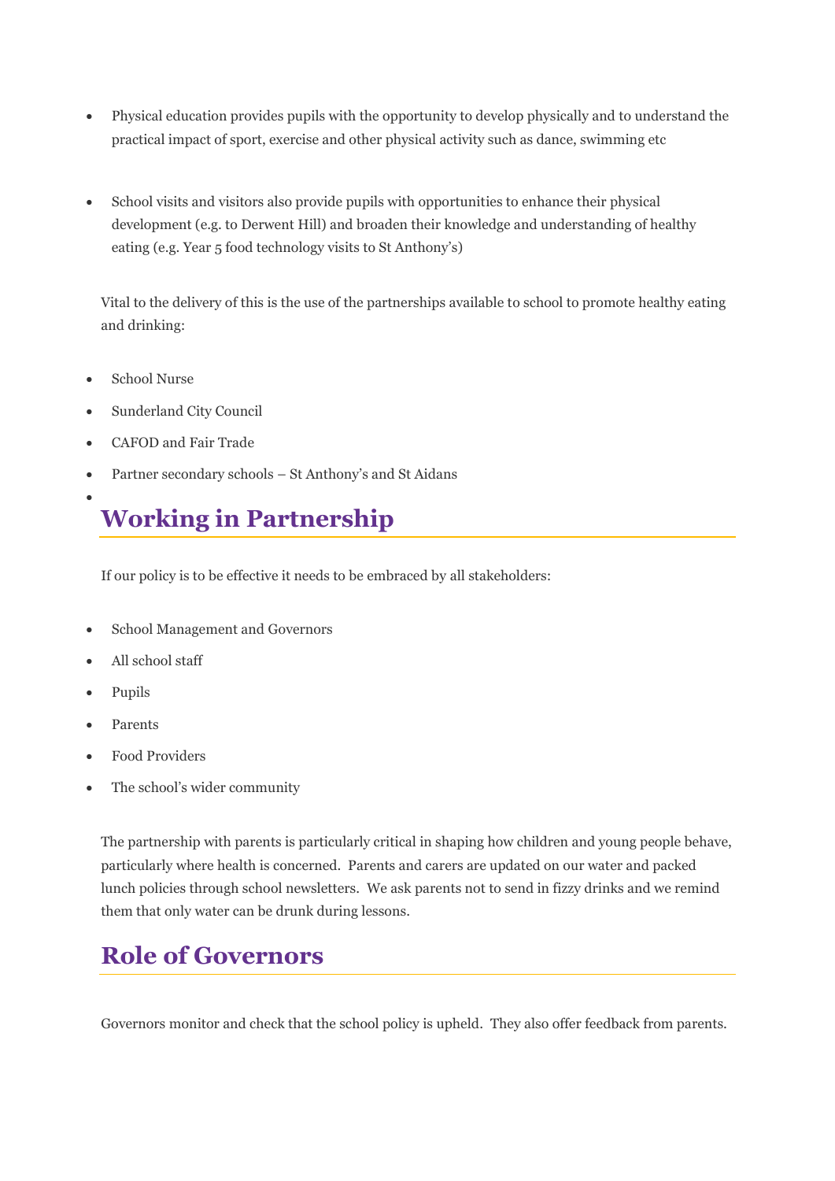- Physical education provides pupils with the opportunity to develop physically and to understand the practical impact of sport, exercise and other physical activity such as dance, swimming etc

- School visits and visitors also provide pupils with opportunities to enhance their physical development (e.g. to Derwent Hill) and broaden their knowledge and understanding of healthy eating (e.g. Year 5 food technology visits to St Anthony's)

Vital to the delivery of this is the use of the partnerships available to school to promote healthy eating and drinking:

- School Nurse
- Sunderland City Council
- CAFOD and Fair Trade
- Partner secondary schools – St Anthony's and St Aidans

## Working in Partnership

If our policy is to be effective it needs to be embraced by all stakeholders:

- School Management and Governors
- All school staff
- Pupils
- Parents
- Food Providers
- The school's wider community

The partnership with parents is particularly critical in shaping how children and young people behave, particularly where health is concerned. Parents and carers are updated on our water and packed lunch policies through school newsletters. We ask parents not to send in fizzy drinks and we remind them that only water can be drunk during lessons.

## Role of Governors

Governors monitor and check that the school policy is upheld. They also offer feedback from parents.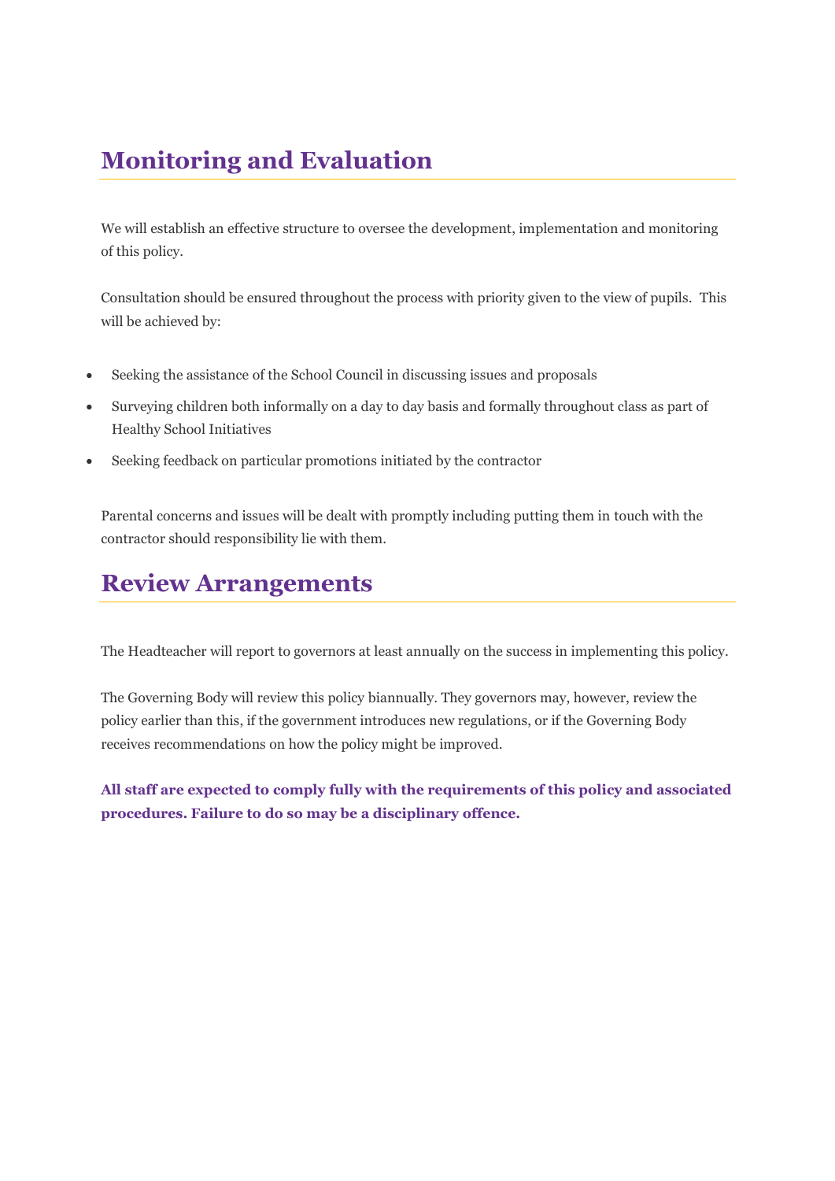## Monitoring and Evaluation

We will establish an effective structure to oversee the development, implementation and monitoring of this policy.

Consultation should be ensured throughout the process with priority given to the view of pupils. This will be achieved by:

- Seeking the assistance of the School Council in discussing issues and proposals
- Surveying children both informally on a day to day basis and formally throughout class as part of Healthy School Initiatives
- Seeking feedback on particular promotions initiated by the contractor

Parental concerns and issues will be dealt with promptly including putting them in touch with the contractor should responsibility lie with them.

## Review Arrangements

The Headteacher will report to governors at least annually on the success in implementing this policy.

The Governing Body will review this policy biannually. They governors may, however, review the policy earlier than this, if the government introduces new regulations, or if the Governing Body receives recommendations on how the policy might be improved.

**All staff are expected to comply fully with the requirements of this policy and associated procedures. Failure to do so may be a disciplinary offence.**